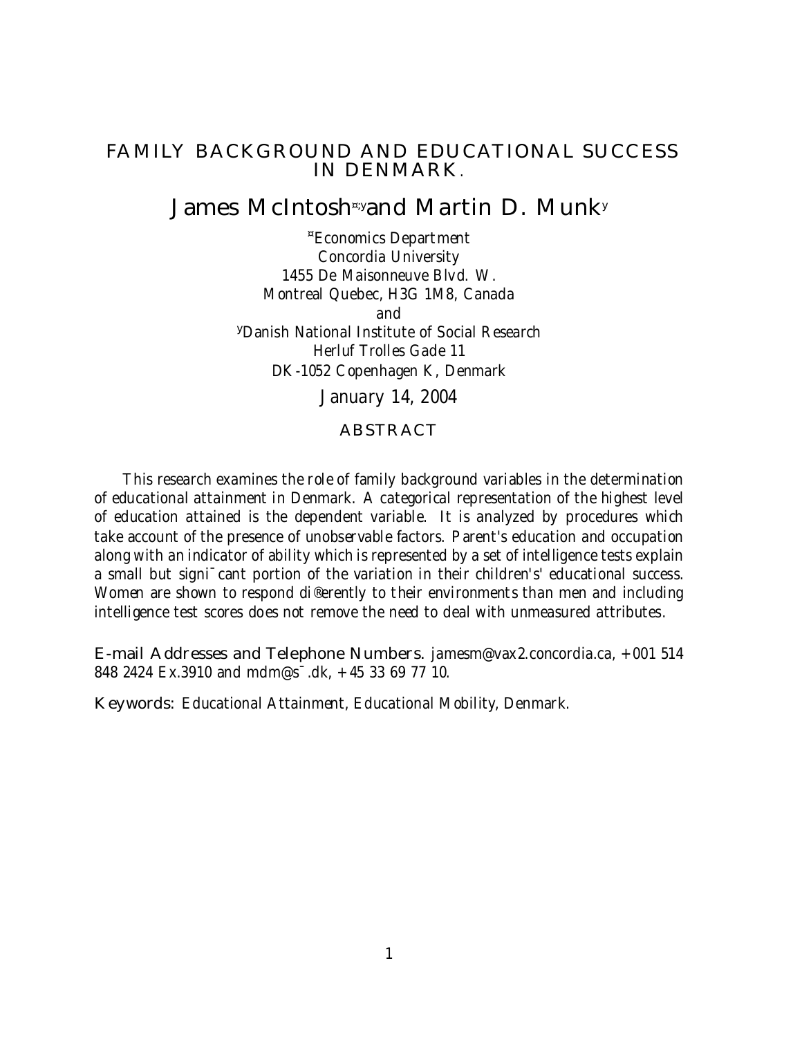# FAMILY BACKGROUND AND EDUCATIONAL SUCCESS IN DENMARK.

## James McIntosh[*,y] and Martin D. Munk[y]

[*]Economics Department
Concordia University
1455 De Maisonneuve Blvd. W.
Montreal Quebec, H3G 1M8, Canada
and
[y]Danish National Institute of Social Research
Herluf Trolles Gade 11
DK-1052 Copenhagen K, Denmark

January 14, 2004

### ABSTRACT

This research examines the role of family background variables in the determination of educational attainment in Denmark. A categorical representation of the highest level of education attained is the dependent variable. It is analyzed by procedures which take account of the presence of unobservable factors. Parent's education and occupation along with an indicator of ability which is represented by a set of intelligence tests explain a small but significant portion of the variation in their children's' educational success. Women are shown to respond differently to their environments than men and including intelligence test scores does not remove the need to deal with unmeasured attributes.

**E-mail Addresses and Telephone Numbers.** jamesm@vax2.concordia.ca, +001 514 848 2424 Ex.3910 and mdm@sfi.dk, +45 33 69 77 10.

**Keywords:** *Educational Attainment, Educational Mobility, Denmark.*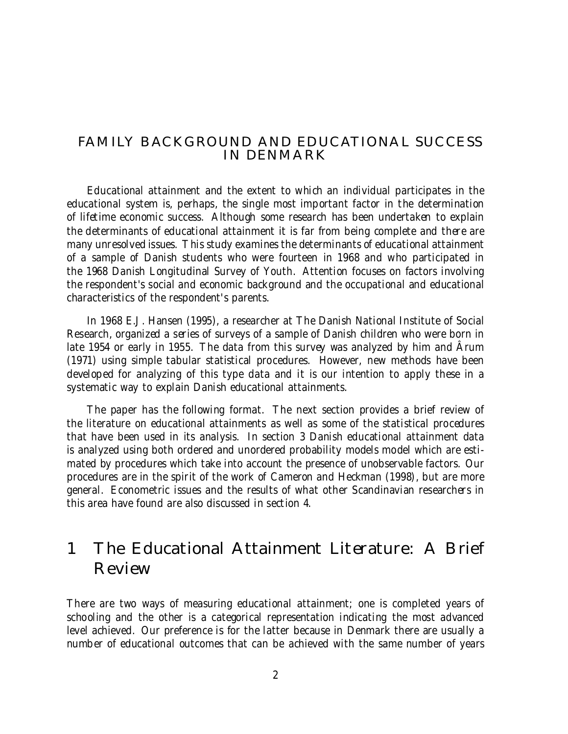# FAMILY BACKGROUND AND EDUCATIONAL SUCCESS IN DENMARK

Educational attainment and the extent to which an individual participates in the educational system is, perhaps, the single most important factor in the determination of lifetime economic success. Although some research has been undertaken to explain the determinants of educational attainment it is far from being complete and there are many unresolved issues. This study examines the determinants of educational attainment of a sample of Danish students who were fourteen in 1968 and who participated in the 1968 Danish Longitudinal Survey of Youth. Attention focuses on factors involving the respondent's social and economic background and the occupational and educational characteristics of the respondent's parents.

In 1968 E.J. Hansen (1995), a researcher at The Danish National Institute of Social Research, organized a series of surveys of a sample of Danish children who were born in late 1954 or early in 1955. The data from this survey was analyzed by him and Ârum (1971) using simple tabular statistical procedures. However, new methods have been developed for analyzing of this type data and it is our intention to apply these in a systematic way to explain Danish educational attainments.

The paper has the following format. The next section provides a brief review of the literature on educational attainments as well as some of the statistical procedures that have been used in its analysis. In section 3 Danish educational attainment data is analyzed using both ordered and unordered probability models model which are estimated by procedures which take into account the presence of unobservable factors. Our procedures are in the spirit of the work of Cameron and Heckman (1998), but are more general. Econometric issues and the results of what other Scandinavian researchers in this area have found are also discussed in section 4.

## 1 The Educational Attainment Literature: A Brief Review

There are two ways of measuring educational attainment; one is completed years of schooling and the other is a categorical representation indicating the most advanced level achieved. Our preference is for the latter because in Denmark there are usually a number of educational outcomes that can be achieved with the same number of years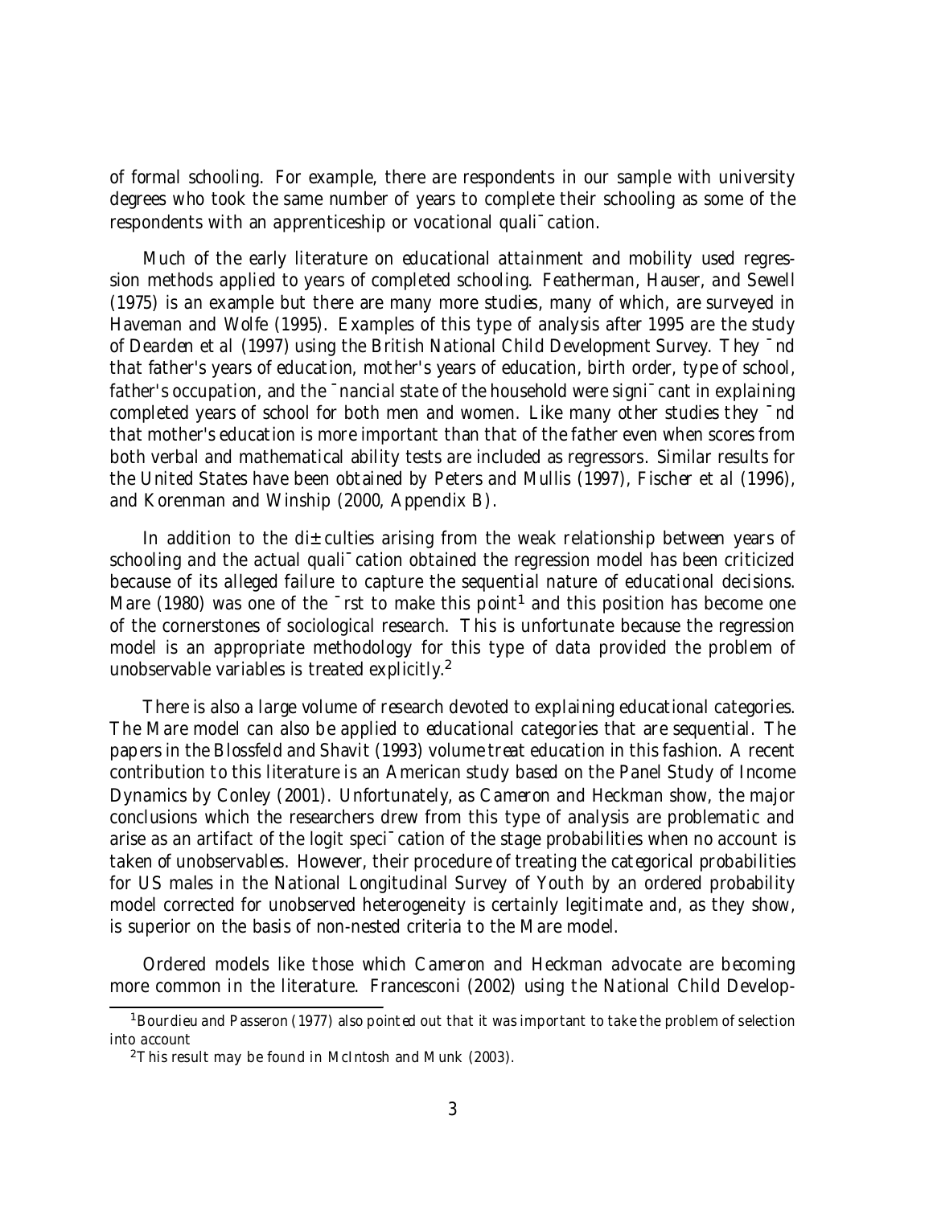of formal schooling. For example, there are respondents in our sample with university degrees who took the same number of years to complete their schooling as some of the respondents with an apprenticeship or vocational qualification.

Much of the early literature on educational attainment and mobility used regression methods applied to years of completed schooling. Featherman, Hauser, and Sewell (1975) is an example but there are many more studies, many of which, are surveyed in Haveman and Wolfe (1995). Examples of this type of analysis after 1995 are the study of Dearden et al (1997) using the British National Child Development Survey. They find that father's years of education, mother's years of education, birth order, type of school, father's occupation, and the financial state of the household were significant in explaining completed years of school for both men and women. Like many other studies they find that mother's education is more important than that of the father even when scores from both verbal and mathematical ability tests are included as regressors. Similar results for the United States have been obtained by Peters and Mullis (1997), Fischer et al (1996), and Korenman and Winship (2000, Appendix B).

In addition to the difficulties arising from the weak relationship between years of schooling and the actual qualification obtained the regression model has been criticized because of its alleged failure to capture the sequential nature of educational decisions. Mare (1980) was one of the first to make this point[1] and this position has become one of the cornerstones of sociological research. This is unfortunate because the regression model is an appropriate methodology for this type of data provided the problem of unobservable variables is treated explicitly.[2]

There is also a large volume of research devoted to explaining educational categories. The Mare model can also be applied to educational categories that are sequential. The papers in the Blossfeld and Shavit (1993) volume treat education in this fashion. A recent contribution to this literature is an American study based on the Panel Study of Income Dynamics by Conley (2001). Unfortunately, as Cameron and Heckman show, the major conclusions which the researchers drew from this type of analysis are problematic and arise as an artifact of the logit specification of the stage probabilities when no account is taken of unobservables. However, their procedure of treating the categorical probabilities for US males in the National Longitudinal Survey of Youth by an ordered probability model corrected for unobserved heterogeneity is certainly legitimate and, as they show, is superior on the basis of non-nested criteria to the Mare model.

Ordered models like those which Cameron and Heckman advocate are becoming more common in the literature. Francesconi (2002) using the National Child Develop-

[1] Bourdieu and Passeron (1977) also pointed out that it was important to take the problem of selection into account

[2] This result may be found in McIntosh and Munk (2003).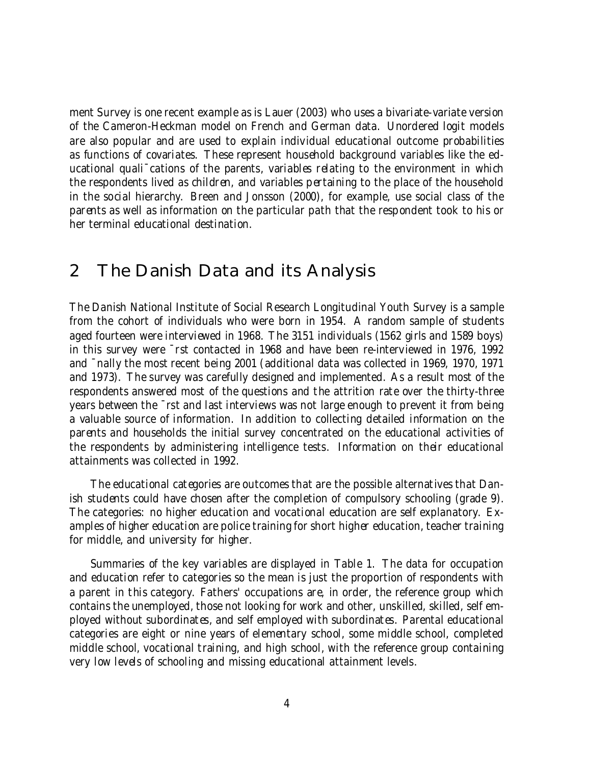ment Survey is one recent example as is Lauer (2003) who uses a bivariate-variate version of the Cameron-Heckman model on French and German data. Unordered logit models are also popular and are used to explain individual educational outcome probabilities as functions of covariates. These represent household background variables like the educational qualifications of the parents, variables relating to the environment in which the respondents lived as children, and variables pertaining to the place of the household in the social hierarchy. Breen and Jonsson (2000), for example, use social class of the parents as well as information on the particular path that the respondent took to his or her terminal educational destination.

## 2 The Danish Data and its Analysis

The Danish National Institute of Social Research Longitudinal Youth Survey is a sample from the cohort of individuals who were born in 1954. A random sample of students aged fourteen were interviewed in 1968. The 3151 individuals (1562 girls and 1589 boys) in this survey were first contacted in 1968 and have been re-interviewed in 1976, 1992 and finally the most recent being 2001 (additional data was collected in 1969, 1970, 1971 and 1973). The survey was carefully designed and implemented. As a result most of the respondents answered most of the questions and the attrition rate over the thirty-three years between the first and last interviews was not large enough to prevent it from being a valuable source of information. In addition to collecting detailed information on the parents and households the initial survey concentrated on the educational activities of the respondents by administering intelligence tests. Information on their educational attainments was collected in 1992.

The educational categories are outcomes that are the possible alternatives that Danish students could have chosen after the completion of compulsory schooling (grade 9). The categories: no higher education and vocational education are self explanatory. Examples of higher education are police training for short higher education, teacher training for middle, and university for higher.

Summaries of the key variables are displayed in Table 1. The data for occupation and education refer to categories so the mean is just the proportion of respondents with a parent in this category. Fathers' occupations are, in order, the reference group which contains the unemployed, those not looking for work and other, unskilled, skilled, self employed without subordinates, and self employed with subordinates. Parental educational categories are eight or nine years of elementary school, some middle school, completed middle school, vocational training, and high school, with the reference group containing very low levels of schooling and missing educational attainment levels.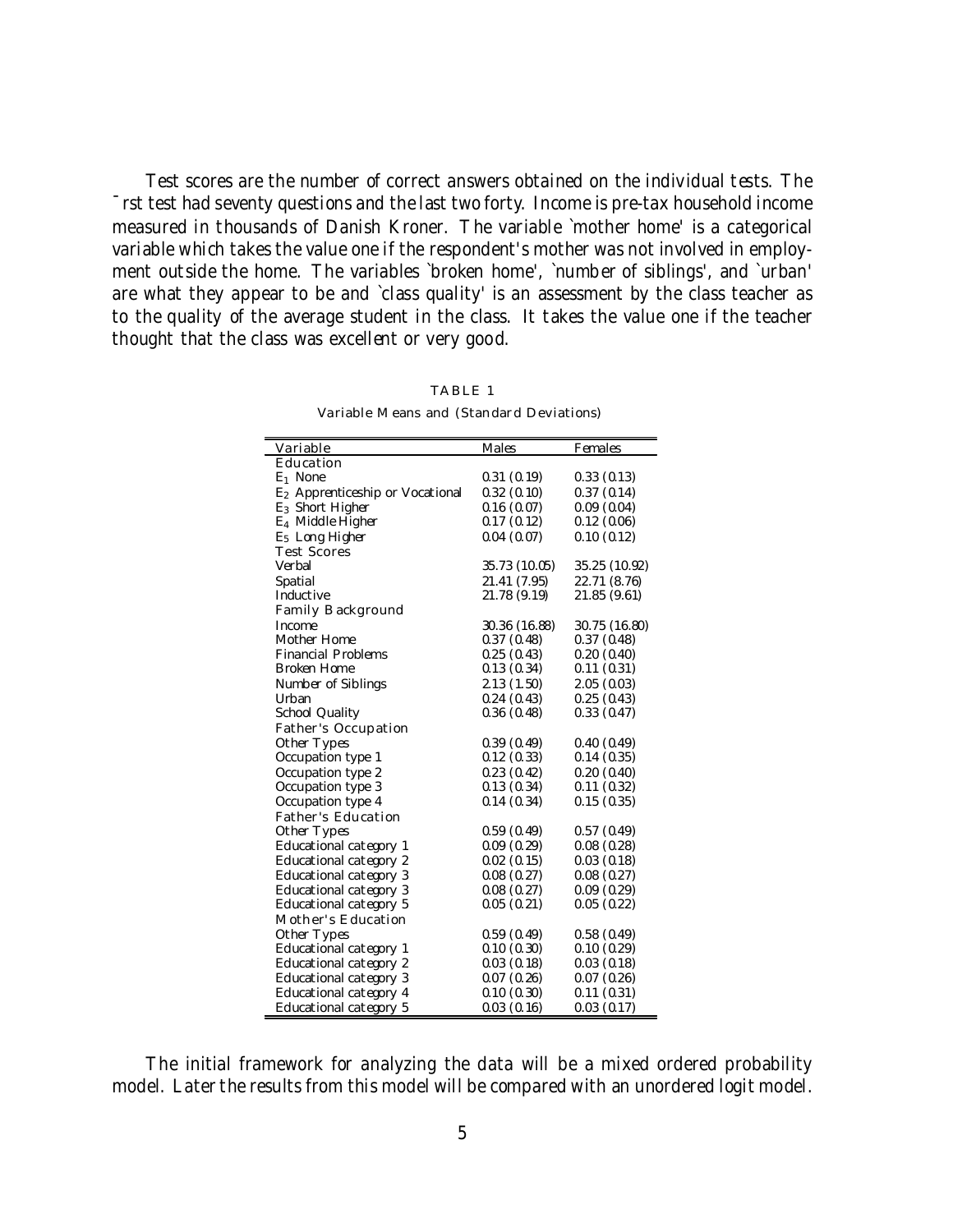Test scores are the number of correct answers obtained on the individual tests. The first test had seventy questions and the last two forty. Income is pre-tax household income measured in thousands of Danish Kroner. The variable `mother home' is a categorical variable which takes the value one if the respondent's mother was not involved in employment outside the home. The variables `broken home', `number of siblings', and `urban' are what they appear to be and `class quality' is an assessment by the class teacher as to the quality of the average student in the class. It takes the value one if the teacher thought that the class was excellent or very good.

TABLE 1

Variable Means and (Standard Deviations)

| Variable | Males | Females |
|---|---|---|
| **Education** | | |
| $E_1$ None | 0.31 (0.19) | 0.33 (0.13) |
| $E_2$ Apprenticeship or Vocational | 0.32 (0.10) | 0.37 (0.14) |
| $E_3$ Short Higher | 0.16 (0.07) | 0.09 (0.04) |
| $E_4$ Middle Higher | 0.17 (0.12) | 0.12 (0.06) |
| $E_5$ Long Higher | 0.04 (0.07) | 0.10 (0.12) |
| **Test Scores** | | |
| Verbal | 35.73 (10.05) | 35.25 (10.92) |
| Spatial | 21.41 (7.95) | 22.71 (8.76) |
| Inductive | 21.78 (9.19) | 21.85 (9.61) |
| **Family Background** | | |
| Income | 30.36 (16.88) | 30.75 (16.80) |
| Mother Home | 0.37 (0.48) | 0.37 (0.48) |
| Financial Problems | 0.25 (0.43) | 0.20 (0.40) |
| Broken Home | 0.13 (0.34) | 0.11 (0.31) |
| Number of Siblings | 2.13 (1.50) | 2.05 (0.03) |
| Urban | 0.24 (0.43) | 0.25 (0.43) |
| School Quality | 0.36 (0.48) | 0.33 (0.47) |
| **Father's Occupation** | | |
| Other Types | 0.39 (0.49) | 0.40 (0.49) |
| Occupation type 1 | 0.12 (0.33) | 0.14 (0.35) |
| Occupation type 2 | 0.23 (0.42) | 0.20 (0.40) |
| Occupation type 3 | 0.13 (0.34) | 0.11 (0.32) |
| Occupation type 4 | 0.14 (0.34) | 0.15 (0.35) |
| **Father's Education** | | |
| Other Types | 0.59 (0.49) | 0.57 (0.49) |
| Educational category 1 | 0.09 (0.29) | 0.08 (0.28) |
| Educational category 2 | 0.02 (0.15) | 0.03 (0.18) |
| Educational category 3 | 0.08 (0.27) | 0.08 (0.27) |
| Educational category 3 | 0.08 (0.27) | 0.09 (0.29) |
| Educational category 5 | 0.05 (0.21) | 0.05 (0.22) |
| **Mother's Education** | | |
| Other Types | 0.59 (0.49) | 0.58 (0.49) |
| Educational category 1 | 0.10 (0.30) | 0.10 (0.29) |
| Educational category 2 | 0.03 (0.18) | 0.03 (0.18) |
| Educational category 3 | 0.07 (0.26) | 0.07 (0.26) |
| Educational category 4 | 0.10 (0.30) | 0.11 (0.31) |
| Educational category 5 | 0.03 (0.16) | 0.03 (0.17) |

The initial framework for analyzing the data will be a mixed ordered probability model. Later the results from this model will be compared with an unordered logit model.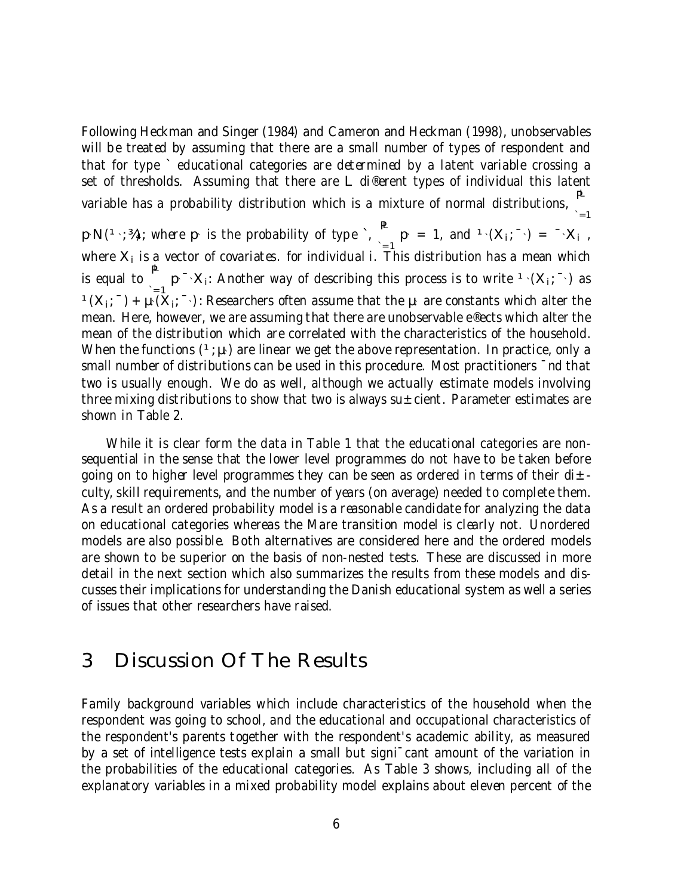Following Heckman and Singer (1984) and Cameron and Heckman (1998), unobservables will be treated by assuming that there are a small number of types of respondent and that for type $\ell$ educational categories are *determined* by a latent variable crossing a set of thresholds. Assuming that there are $L$ different types of individual this latent variable has a probability distribution which is a mixture of normal distributions, $\sum_{\ell=1}^{L} p_\ell N(\mu_\ell, \sigma)$, where $p_\ell$ is the probability of type $\ell$, $\sum_{\ell=1}^{L} p_\ell = 1$, and $\mu_\ell(X_i, \beta_\ell) = \beta_\ell X_i$, where $X_i$ is a vector of covariates. for individual $i$. This distribution has a mean which is equal to $\sum_{\ell=1}^{L} p_\ell \beta_\ell X_i$. Another way of describing this process is to write $\mu_\ell(X_i, \beta_\ell)$ as $\mu(X_i, \beta) + \mu_\ell(X_i, \beta_\ell)$. Researchers often assume that the $\mu_\ell$ are constants which alter the mean. Here, however, we are assuming that there are unobservable effects which alter the mean of the distribution which are correlated with the characteristics of the household. When the functions $(\mu, \mu_\ell)$ are linear we get the above representation. In practice, only a small number of distributions can be used in this procedure. Most practitioners find that two is usually enough. We do as well, although we actually estimate models involving three mixing distributions to show that two is always sufficient. Parameter estimates are shown in Table 2.

While it is clear form the data in Table 1 that the educational categories are non-sequential in the sense that the lower level programmes do not have to be taken before going on to higher level programmes they can be seen as ordered in terms of their difficulty, skill requirements, and the number of years (on average) needed to complete them. As a result an ordered probability model is a reasonable candidate for analyzing the data on educational categories whereas the Mare transition model is clearly not. Unordered models are also possible. Both alternatives are considered here and the ordered models are shown to be superior on the basis of non-nested tests. These are discussed in more detail in the next section which also summarizes the results from these models and discusses their implications for understanding the Danish educational system as well a series of issues that other researchers have raised.

# 3 Discussion Of The Results

Family background variables which include characteristics of the household when the respondent was going to school, and the educational and occupational characteristics of the respondent's parents together with the respondent's academic ability, as measured by a set of intelligence tests explain a small but significant amount of the variation in the probabilities of the educational categories. As Table 3 shows, including all of the explanatory variables in a mixed probability model explains about eleven percent of the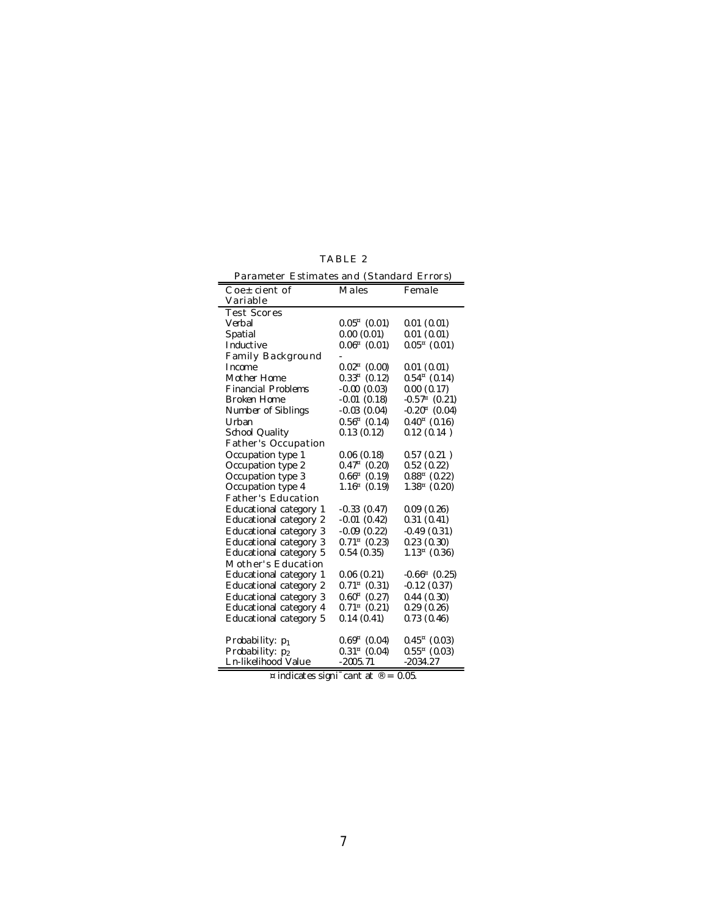TABLE 2

Parameter Estimates and (Standard Errors)

| Coefficient of Variable | Males | Female |
|---|---|---|
| **Test Scores** | | |
| Verbal | 0.05* (0.01) | 0.01 (0.01) |
| Spatial | 0.00 (0.01) | 0.01 (0.01) |
| Inductive | 0.06* (0.01) | 0.05* (0.01) |
| **Family Background** | - | |
| Income | 0.02* (0.00) | 0.01 (0.01) |
| Mother Home | 0.33* (0.12) | 0.54* (0.14) |
| Financial Problems | -0.00 (0.03) | 0.00 (0.17) |
| Broken Home | -0.01 (0.18) | -0.57* (0.21) |
| Number of Siblings | -0.03 (0.04) | -0.20* (0.04) |
| Urban | 0.56* (0.14) | 0.40* (0.16) |
| School Quality | 0.13 (0.12) | 0.12 (0.14 ) |
| **Father's Occupation** | | |
| Occupation type 1 | 0.06 (0.18) | 0.57 (0.21 ) |
| Occupation type 2 | 0.47* (0.20) | 0.52 (0.22) |
| Occupation type 3 | 0.66* (0.19) | 0.88* (0.22) |
| Occupation type 4 | 1.16* (0.19) | 1.38* (0.20) |
| **Father's Education** | | |
| Educational category 1 | -0.33 (0.47) | 0.09 (0.26) |
| Educational category 2 | -0.01 (0.42) | 0.31 (0.41) |
| Educational category 3 | -0.09 (0.22) | -0.49 (0.31) |
| Educational category 3 | 0.71* (0.23) | 0.23 (0.30) |
| Educational category 5 | 0.54 (0.35) | 1.13* (0.36) |
| **Mother's Education** | | |
| Educational category 1 | 0.06 (0.21) | -0.66* (0.25) |
| Educational category 2 | 0.71* (0.31) | -0.12 (0.37) |
| Educational category 3 | 0.60* (0.27) | 0.44 (0.30) |
| Educational category 4 | 0.71* (0.21) | 0.29 (0.26) |
| Educational category 5 | 0.14 (0.41) | 0.73 (0.46) |
| | | |
| Probability: $p_1$ | 0.69* (0.04) | 0.45* (0.03) |
| Probability: $p_2$ | 0.31* (0.04) | 0.55* (0.03) |
| Ln-likelihood Value | -2005.71 | -2034.27 |

* indicates significant at $\alpha = 0.05$.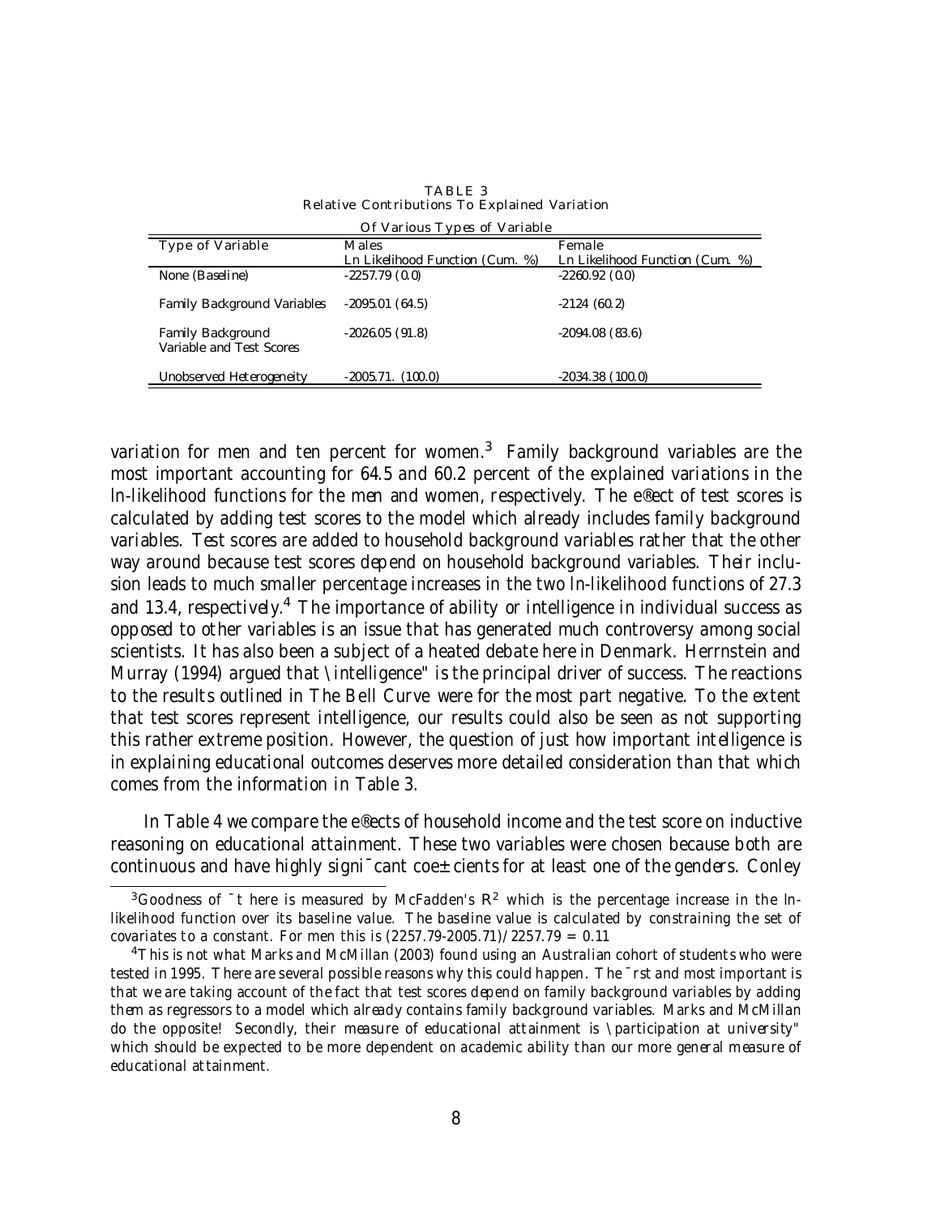TABLE 3
Relative Contributions To Explained Variation
Of Various Types of Variable

| Type of Variable | Males<br>Ln Likelihood Function (Cum. %) | Female<br>Ln Likelihood Function (Cum. %) |
|---|---|---|
| None (Baseline) | -2257.79 (0.0) | -2260.92 (0.0) |
| Family Background Variables | -2095.01 (64.5) | -2124 (60.2) |
| Family Background Variable and Test Scores | -2026.05 (91.8) | -2094.08 (83.6) |
| Unobserved Heterogeneity | -2005.71. (100.0) | -2034.38 (100.0) |

variation for men and ten percent for women.[3] Family background variables are the most important accounting for 64.5 and 60.2 percent of the explained variations in the ln-likelihood functions for the men and women, respectively. The effect of test scores is calculated by adding test scores to the model which already includes family background variables. Test scores are added to household background variables rather that the other way around because test scores depend on household background variables. Their inclusion leads to much smaller percentage increases in the two ln-likelihood functions of 27.3 and 13.4, respectively.[4] The importance of ability or intelligence in individual success as opposed to other variables is an issue that has generated much controversy among social scientists. It has also been a subject of a heated debate here in Denmark. Herrnstein and Murray (1994) argued that "intelligence" is the principal driver of success. The reactions to the results outlined in *The Bell Curve* were for the most part negative. To the extent that test scores represent intelligence, our results could also be seen as not supporting this rather extreme position. However, the question of just how important intelligence is in explaining educational outcomes deserves more detailed consideration than that which comes from the information in Table 3.

In Table 4 we compare the effects of household income and the test score on inductive reasoning on educational attainment. These two variables were chosen because both are continuous and have highly significant coefficients for at least one of the genders. Conley

[3] Goodness of fit here is measured by McFadden's $R^2$ which is the percentage increase in the ln-likelihood function over its baseline value. The baseline value is calculated by constraining the set of covariates to a constant. For men this is (2257.79-2005.71)/2257.79 = 0.11

[4] This is not what Marks and McMillan (2003) found using an Australian cohort of students who were tested in 1995. There are several possible reasons why this could happen. The first and most important is that we are taking account of the fact that test scores depend on family background variables by adding them as regressors to a model which already contains family background variables. Marks and McMillan do the opposite! Secondly, their measure of educational attainment is "participation at university" which should be expected to be more dependent on academic ability than our more general measure of educational attainment.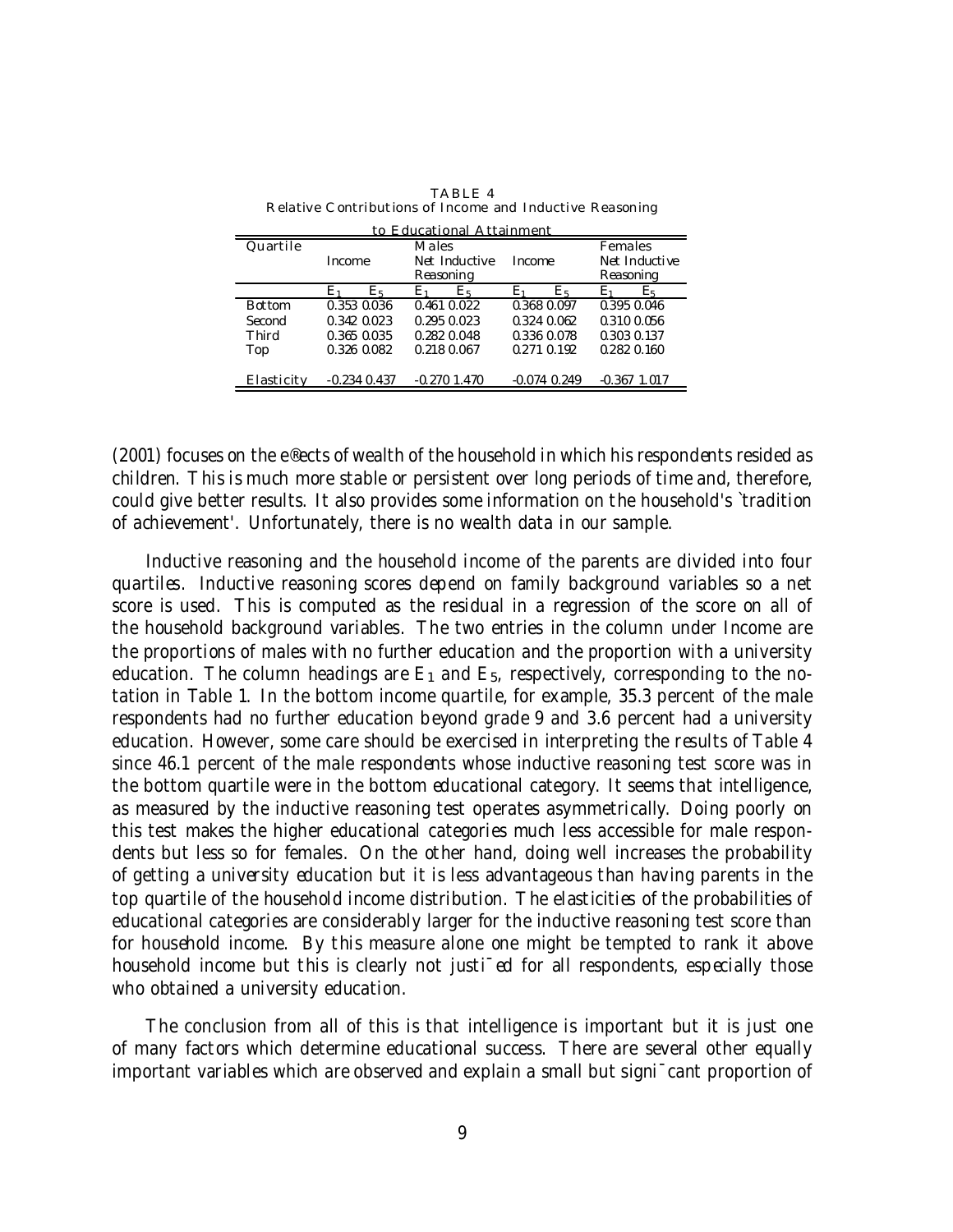TABLE 4
Relative Contributions of Income and Inductive Reasoning to Educational Attainment

| Quartile | Males | | | | Females | | | |
|---|---|---|---|---|---|---|---|---|
| | Income | | Net Inductive Reasoning | | Income | | Net Inductive Reasoning | |
| | $E_1$ | $E_5$ | $E_1$ | $E_5$ | $E_1$ | $E_5$ | $E_1$ | $E_5$ |
| Bottom | 0.353 | 0.036 | 0.461 | 0.022 | 0.368 | 0.097 | 0.395 | 0.046 |
| Second | 0.342 | 0.023 | 0.295 | 0.023 | 0.324 | 0.062 | 0.310 | 0.056 |
| Third | 0.365 | 0.035 | 0.282 | 0.048 | 0.336 | 0.078 | 0.303 | 0.137 |
| Top | 0.326 | 0.082 | 0.218 | 0.067 | 0.271 | 0.192 | 0.282 | 0.160 |
| Elasticity | -0.234 | 0.437 | -0.270 | 1.470 | -0.074 | 0.249 | -0.367 | 1.017 |

(2001) focuses on the effects of wealth of the household in which his respondents resided as children. This is much more stable or persistent over long periods of time and, therefore, could give better results. It also provides some information on the household's 'tradition of achievement'. Unfortunately, there is no wealth data in our sample.

Inductive reasoning and the household income of the parents are divided into four quartiles. Inductive reasoning scores depend on family background variables so a net score is used. This is computed as the residual in a regression of the score on all of the household background variables. The two entries in the column under Income are the proportions of males with no further education and the proportion with a university education. The column headings are $E_1$ and $E_5$, respectively, corresponding to the notation in Table 1. In the bottom income quartile, for example, 35.3 percent of the male respondents had no further education beyond grade 9 and 3.6 percent had a university education. However, some care should be exercised in interpreting the results of Table 4 since 46.1 percent of the male respondents whose inductive reasoning test score was in the bottom quartile were in the bottom educational category. It seems that intelligence, as measured by the inductive reasoning test operates asymmetrically. Doing poorly on this test makes the higher educational categories much less accessible for male respondents but less so for females. On the other hand, doing well increases the probability of getting a university education but it is less advantageous than having parents in the top quartile of the household income distribution. The elasticities of the probabilities of educational categories are considerably larger for the inductive reasoning test score than for household income. By this measure alone one might be tempted to rank it above household income but this is clearly not justified for all respondents, especially those who obtained a university education.

The conclusion from all of this is that intelligence is important but it is just one of many factors which determine educational success. There are several other equally important variables which are observed and explain a small but significant proportion of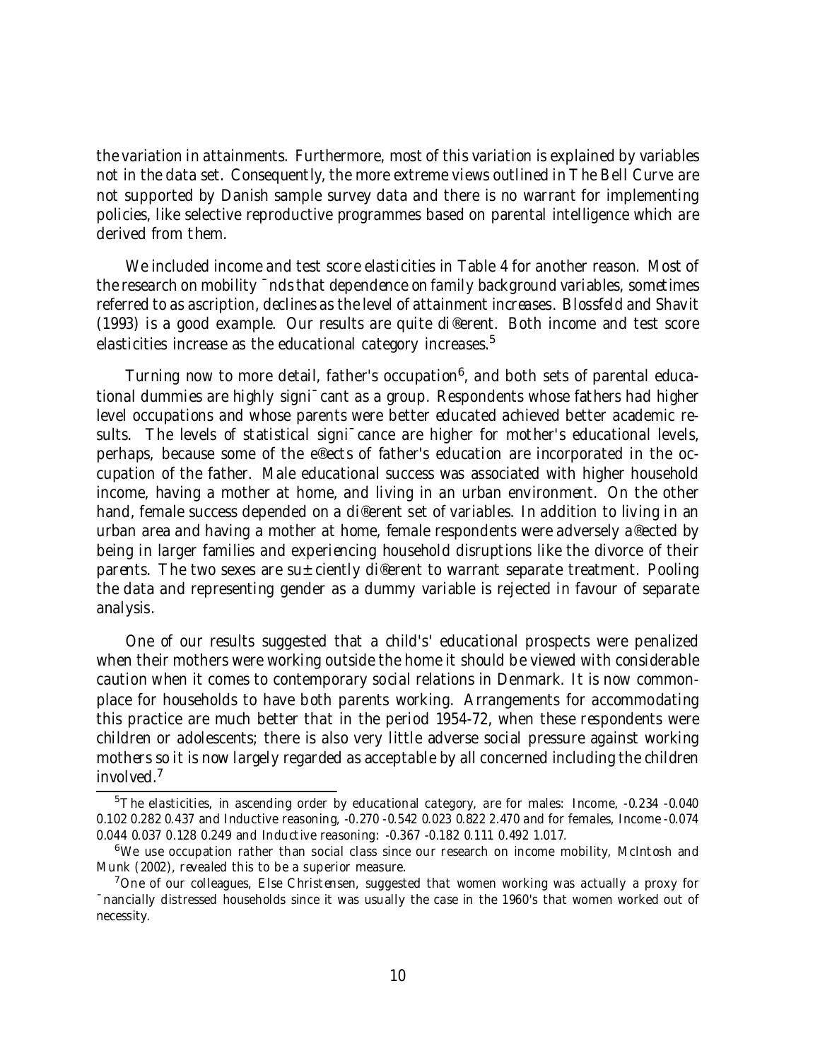the variation in attainments. Furthermore, most of this variation is explained by variables not in the data set. Consequently, the more extreme views outlined in *The Bell Curve* are not supported by Danish sample survey data and there is no warrant for implementing policies, like selective reproductive programmes based on parental intelligence which are derived from them.

We included income and test score elasticities in Table 4 for another reason. Most of the research on mobility finds that dependence on family background variables, sometimes referred to as ascription, declines as the level of attainment increases. Blossfeld and Shavit (1993) is a good example. Our results are quite different. Both income and test score elasticities increase as the educational category increases.[5]

Turning now to more detail, father's occupation[6], and both sets of parental educational dummies are highly significant as a group. Respondents whose fathers had higher level occupations and whose parents were better educated achieved better academic results. The levels of statistical significance are higher for mother's educational levels, perhaps, because some of the effects of father's education are incorporated in the occupation of the father. Male educational success was associated with higher household income, having a mother at home, and living in an urban environment. On the other hand, female success depended on a different set of variables. In addition to living in an urban area and having a mother at home, female respondents were adversely affected by being in larger families and experiencing household disruptions like the divorce of their parents. The two sexes are sufficiently different to warrant separate treatment. Pooling the data and representing gender as a dummy variable is rejected in favour of separate analysis.

One of our results suggested that a child's' educational prospects were penalized when their mothers were working outside the home it should be viewed with considerable caution when it comes to contemporary social relations in Denmark. It is now commonplace for households to have both parents working. Arrangements for accommodating this practice are much better that in the period 1954-72, when these respondents were children or adolescents; there is also very little adverse social pressure against working mothers so it is now largely regarded as acceptable by all concerned including the children involved.[7]

---

[5] The elasticities, in ascending order by educational category, are for males: Income, -0.234 -0.040 0.102 0.282 0.437 and Inductive reasoning, -0.270 -0.542 0.023 0.822 2.470 and for females, Income -0.074 0.044 0.037 0.128 0.249 and Inductive reasoning: -0.367 -0.182 0.111 0.492 1.017.

[6] We use occupation rather than social class since our research on income mobility, McIntosh and Munk (2002), revealed this to be a superior measure.

[7] One of our colleagues, Else Christensen, suggested that women working was actually a proxy for financially distressed households since it was usually the case in the 1960's that women worked out of necessity.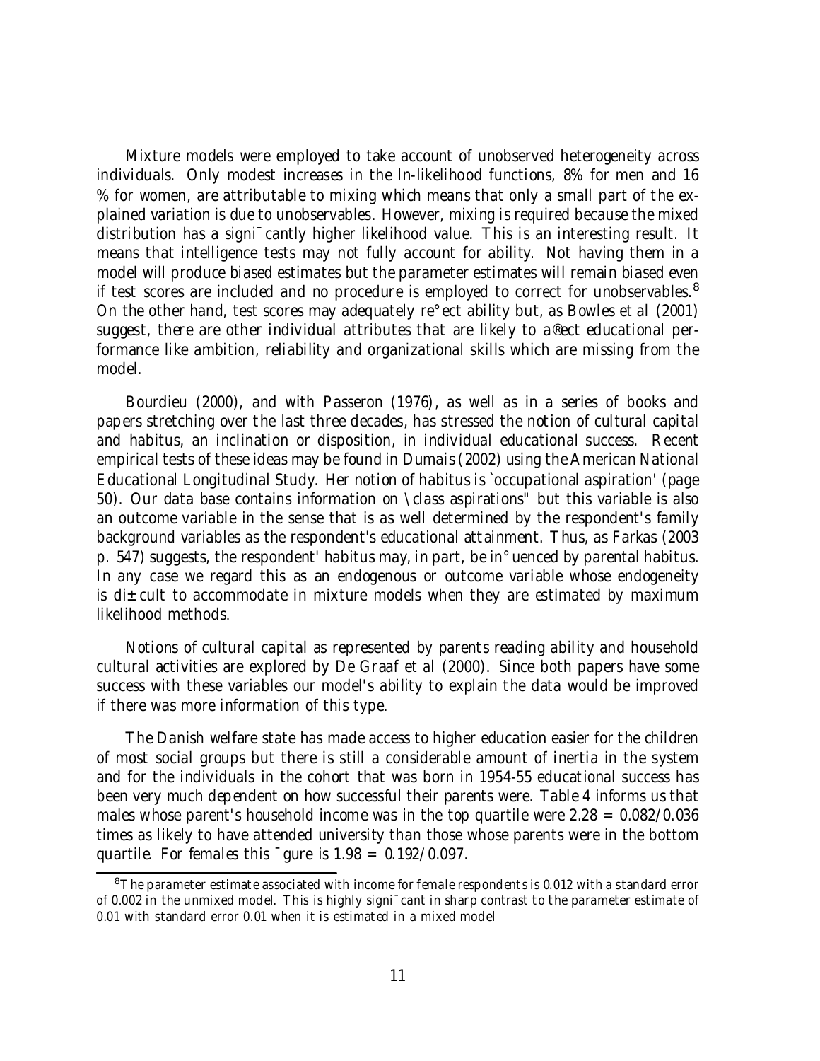Mixture models were employed to take account of unobserved heterogeneity across individuals. Only modest increases in the ln-likelihood functions, 8% for men and 16 % for women, are attributable to mixing which means that only a small part of the explained variation is due to unobservables. However, mixing is required because the mixed distribution has a significantly higher likelihood value. This is an interesting result. It means that intelligence tests may not fully account for ability. Not having them in a model will produce biased estimates but the parameter estimates will remain biased even if test scores are included and no procedure is employed to correct for unobservables.[8] On the other hand, test scores may adequately reflect ability but, as Bowles et al (2001) suggest, there are other individual attributes that are likely to affect educational performance like ambition, reliability and organizational skills which are missing from the model.

Bourdieu (2000), and with Passeron (1976), as well as in a series of books and papers stretching over the last three decades, has stressed the notion of cultural capital and habitus, an inclination or disposition, in individual educational success. Recent empirical tests of these ideas may be found in Dumais (2002) using the American National Educational Longitudinal Study. Her notion of habitus is 'occupational aspiration' (page 50). Our data base contains information on "class aspirations" but this variable is also an outcome variable in the sense that is as well determined by the respondent's family background variables as the respondent's educational attainment. Thus, as Farkas (2003 p. 547) suggests, the respondent' habitus may, in part, be influenced by parental habitus. In any case we regard this as an endogenous or outcome variable whose endogeneity is difficult to accommodate in mixture models when they are estimated by maximum likelihood methods.

Notions of cultural capital as represented by parents reading ability and household cultural activities are explored by De Graaf et al (2000). Since both papers have some success with these variables our model's ability to explain the data would be improved if there was more information of this type.

The Danish welfare state has made access to higher education easier for the children of most social groups but there is still a considerable amount of inertia in the system and for the individuals in the cohort that was born in 1954-55 educational success has been very much dependent on how successful their parents were. Table 4 informs us that males whose parent's household income was in the top quartile were $2.28 = 0.082/0.036$ times as likely to have attended university than those whose parents were in the bottom quartile. For females this figure is $1.98 = 0.192/0.097$.

---

[8] The parameter estimate associated with income for female respondents is 0.012 with a standard error of 0.002 in the unmixed model. This is highly significant in sharp contrast to the parameter estimate of 0.01 with standard error 0.01 when it is estimated in a mixed model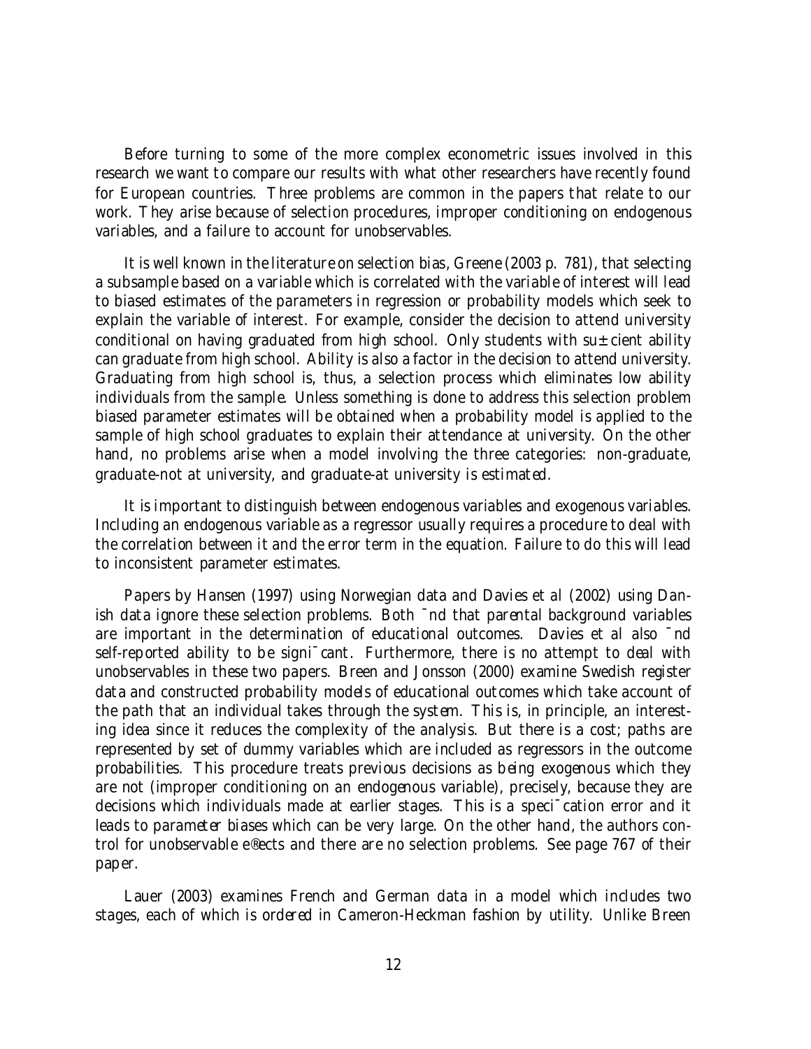Before turning to some of the more complex econometric issues involved in this research we want to compare our results with what other researchers have recently found for European countries. Three problems are common in the papers that relate to our work. They arise because of selection procedures, improper conditioning on endogenous variables, and a failure to account for unobservables.

It is well known in the literature on selection bias, Greene (2003 p. 781), that selecting a subsample based on a variable which is correlated with the variable of interest will lead to biased estimates of the parameters in regression or probability models which seek to explain the variable of interest. For example, consider the decision to attend university conditional on having graduated from high school. Only students with sufficient ability can graduate from high school. Ability is also a factor in the decision to attend university. Graduating from high school is, thus, a selection process which eliminates low ability individuals from the sample. Unless something is done to address this selection problem biased parameter estimates will be obtained when a probability model is applied to the sample of high school graduates to explain their attendance at university. On the other hand, no problems arise when a model involving the three categories: non-graduate, graduate-not at university, and graduate-at university is estimated.

It is important to distinguish between endogenous variables and exogenous variables. Including an endogenous variable as a regressor usually requires a procedure to deal with the correlation between it and the error term in the equation. Failure to do this will lead to inconsistent parameter estimates.

Papers by Hansen (1997) using Norwegian data and Davies et al (2002) using Danish data ignore these selection problems. Both find that parental background variables are important in the determination of educational outcomes. Davies et al also find self-reported ability to be significant. Furthermore, there is no attempt to deal with unobservables in these two papers. Breen and Jonsson (2000) examine Swedish register data and constructed probability models of educational outcomes which take account of the path that an individual takes through the system. This is, in principle, an interesting idea since it reduces the complexity of the analysis. But there is a cost; paths are represented by set of dummy variables which are included as regressors in the outcome probabilities. This procedure treats previous decisions as being exogenous which they are not (improper conditioning on an endogenous variable), precisely, because they are decisions which individuals made at earlier stages. This is a specification error and it leads to parameter biases which can be very large. On the other hand, the authors control for unobservable effects and there are no selection problems. See page 767 of their paper.

Lauer (2003) examines French and German data in a model which includes two stages, each of which is ordered in Cameron-Heckman fashion by utility. Unlike Breen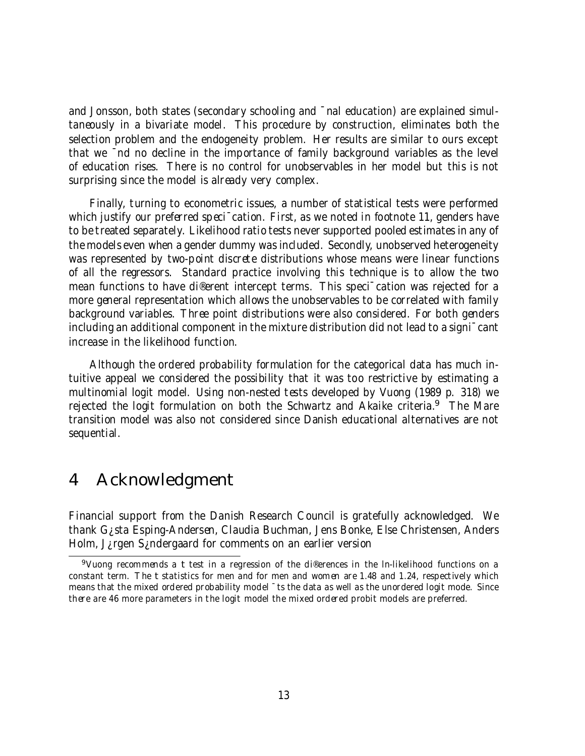and Jonsson, both states (secondary schooling and final education) are explained simultaneously in a bivariate model. This procedure by construction, eliminates both the selection problem and the endogeneity problem. Her results are similar to ours except that we find no decline in the importance of family background variables as the level of education rises. There is no control for unobservables in her model but this is not surprising since the model is already very complex.

Finally, turning to econometric issues, a number of statistical tests were performed which justify our preferred specification. First, as we noted in footnote 11, genders have to be treated separately. Likelihood ratio tests never supported pooled estimates in any of the models even when a gender dummy was included. Secondly, unobserved heterogeneity was represented by two-point discrete distributions whose means were linear functions of all the regressors. Standard practice involving this technique is to allow the two mean functions to have different intercept terms. This specification was rejected for a more general representation which allows the unobservables to be correlated with family background variables. Three point distributions were also considered. For both genders including an additional component in the mixture distribution did not lead to a significant increase in the likelihood function.

Although the ordered probability formulation for the categorical data has much intuitive appeal we considered the possibility that it was too restrictive by estimating a multinomial logit model. Using non-nested tests developed by Vuong (1989 p. 318) we rejected the logit formulation on both the Schwartz and Akaike criteria.[9] The Mare transition model was also not considered since Danish educational alternatives are not sequential.

# 4 Acknowledgment

Financial support from the Danish Research Council is gratefully acknowledged. We thank Gösta Esping-Andersen, Claudia Buchman, Jens Bonke, Else Christensen, Anders Holm, Jørgen Søndergaard for comments on an earlier version

[9] Vuong recommends a t test in a regression of the differences in the ln-likelihood functions on a constant term. The t statistics for men and for men and women are 1.48 and 1.24, respectively which means that the mixed ordered probability model fits the data as well as the unordered logit mode. Since there are 46 more parameters in the logit model the mixed ordered probit models are preferred.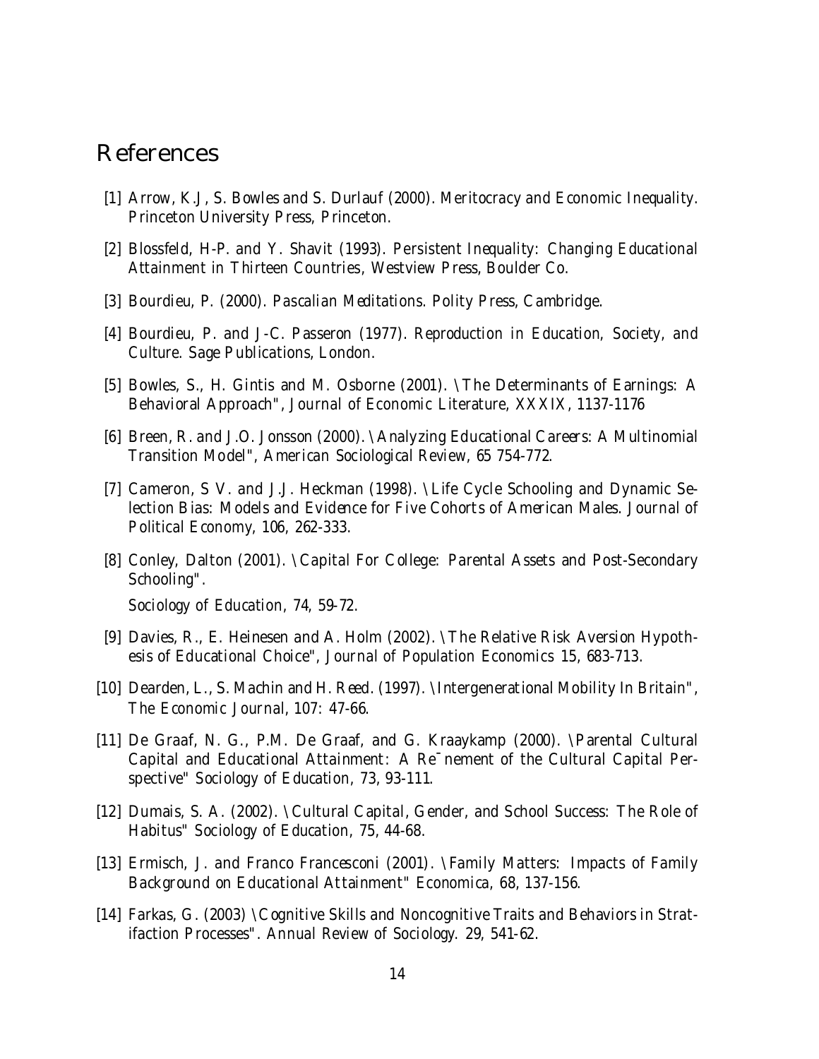# References

[1] Arrow, K.J, S. Bowles and S. Durlauf (2000). *Meritocracy and Economic Inequality*. Princeton University Press, Princeton.

[2] Blossfeld, H-P. and Y. Shavit (1993). *Persistent Inequality: Changing Educational Attainment in Thirteen Countries*, Westview Press, Boulder Co.

[3] Bourdieu, P. (2000). *Pascalian Meditations*. Polity Press, Cambridge.

[4] Bourdieu, P. and J-C. Passeron (1977). *Reproduction in Education, Society, and Culture*. Sage Publications, London.

[5] Bowles, S., H. Gintis and M. Osborne (2001). "The Determinants of Earnings: A Behavioral Approach", *Journal of Economic Literature*, XXXIX, 1137-1176

[6] Breen, R. and J.O. Jonsson (2000). "Analyzing Educational Careers: A Multinomial Transition Model", *American Sociological Review*, 65 754-772.

[7] Cameron, S V. and J.J. Heckman (1998). "Life Cycle Schooling and Dynamic Selection Bias: Models and Evidence for Five Cohorts of American Males. *Journal of Political Economy*, 106, 262-333.

[8] Conley, Dalton (2001). "Capital For College: Parental Assets and Post-Secondary Schooling".

*Sociology of Education*, 74, 59-72.

[9] Davies, R., E. Heinesen and A. Holm (2002). "The Relative Risk Aversion Hypothesis of Educational Choice", *Journal of Population Economics* 15, 683-713.

[10] Dearden, L., S. Machin and H. Reed. (1997). "Intergenerational Mobility In Britain", *The Economic Journal*, 107: 47-66.

[11] De Graaf, N. G., P.M. De Graaf, and G. Kraaykamp (2000). "Parental Cultural Capital and Educational Attainment: A Refinement of the Cultural Capital Perspective" *Sociology of Education*, 73, 93-111.

[12] Dumais, S. A. (2002). "Cultural Capital, Gender, and School Success: The Role of Habitus" *Sociology of Education*, 75, 44-68.

[13] Ermisch, J. and Franco Francesconi (2001). "Family Matters: Impacts of Family Background on Educational Attainment" *Economica*, 68, 137-156.

[14] Farkas, G. (2003) "Cognitive Skills and Noncognitive Traits and Behaviors in Stratifaction Processes". *Annual Review of Sociology*. 29, 541-62.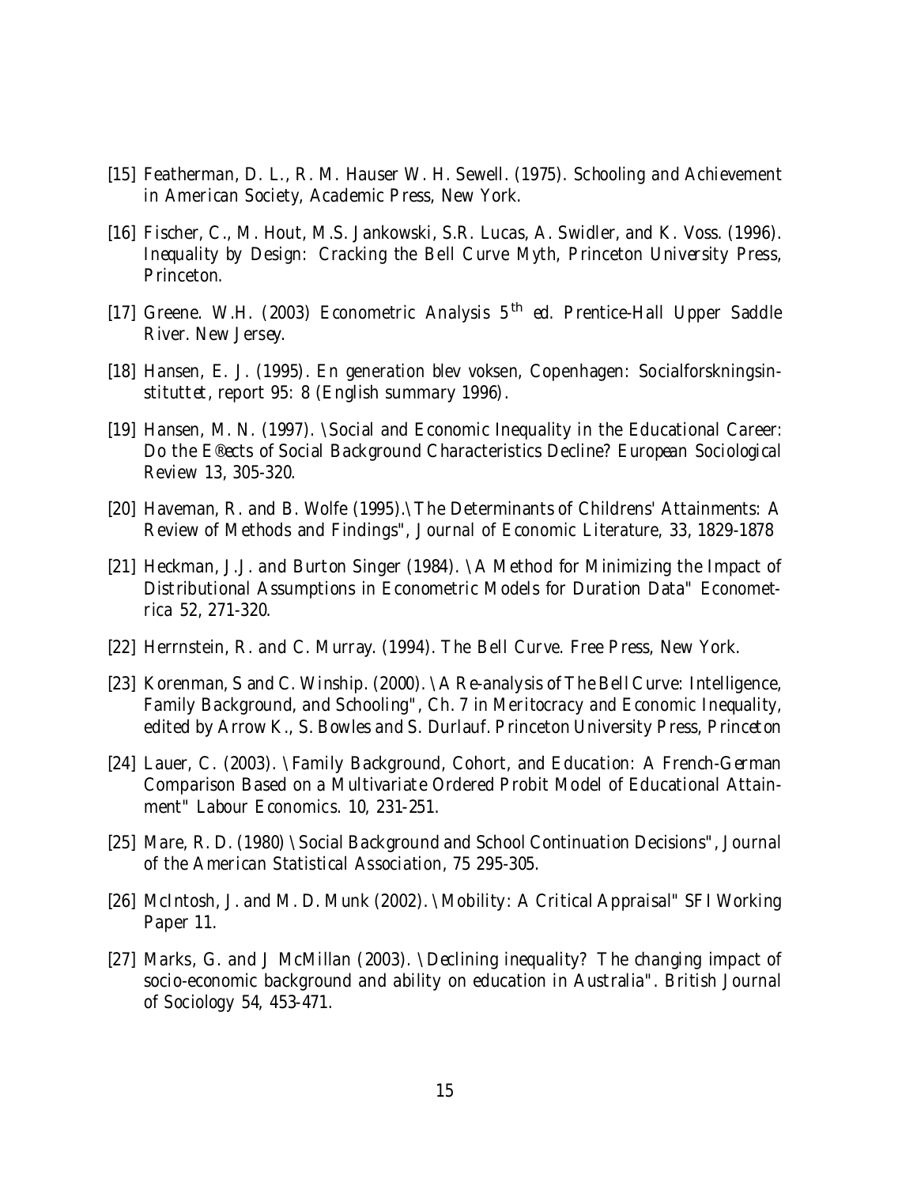[15] Featherman, D. L., R. M. Hauser W. H. Sewell. (1975). *Schooling and Achievement in American Society*, Academic Press, New York.

[16] Fischer, C., M. Hout, M.S. Jankowski, S.R. Lucas, A. Swidler, and K. Voss. (1996). *Inequality by Design: Cracking the Bell Curve Myth*, Princeton University Press, Princeton.

[17] Greene. W.H. (2003) *Econometric Analysis* 5$^{th}$ *ed*. Prentice-Hall Upper Saddle River. New Jersey.

[18] Hansen, E. J. (1995). *En generation blev voksen*, Copenhagen: Socialforskningsinstituttet, report 95: 8 (English summary 1996).

[19] Hansen, M. N. (1997). "Social and Economic Inequality in the Educational Career: Do the Effects of Social Background Characteristics Decline? *European Sociological Review* 13, 305-320.

[20] Haveman, R. and B. Wolfe (1995)."The Determinants of Childrens' Attainments: A Review of Methods and Findings", *Journal of Economic Literature*, 33, 1829-1878

[21] Heckman, J.J. and Burton Singer (1984). "A Method for Minimizing the Impact of Distributional Assumptions in Econometric Models for Duration Data" *Econometrica* 52, 271-320.

[22] Herrnstein, R. and C. Murray. (1994). *The Bell Curve*. Free Press, New York.

[23] Korenman, S and C. Winship. (2000). "A Re-analysis of The Bell Curve: Intelligence, Family Background, and Schooling", Ch. 7 in *Meritocracy and Economic Inequality*, edited by Arrow K., S. Bowles and S. Durlauf. Princeton University Press, Princeton

[24] Lauer, C. (2003). "Family Background, Cohort, and Education: A French-German Comparison Based on a Multivariate Ordered Probit Model of Educational Attainment" *Labour Economics*. 10, 231-251.

[25] Mare, R. D. (1980) "Social Background and School Continuation Decisions", *Journal of the American Statistical Association*, 75 295-305.

[26] McIntosh, J. and M. D. Munk (2002). "Mobility: A Critical Appraisal" SFI Working Paper 11.

[27] Marks, G. and J McMillan (2003). "Declining inequality? The changing impact of socio-economic background and ability on education in Australia". *British Journal of Sociology* 54, 453-471.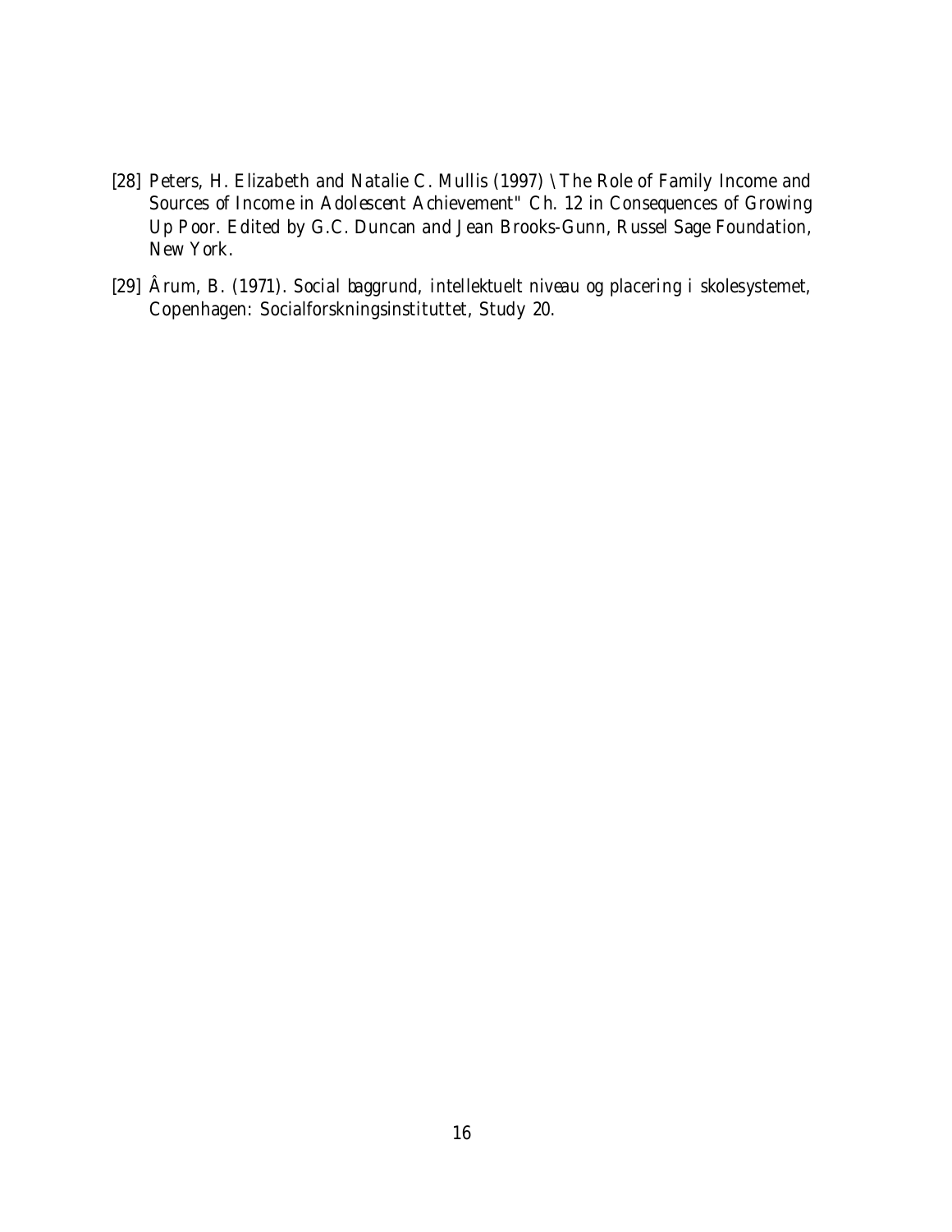[28] Peters, H. Elizabeth and Natalie C. Mullis (1997) \The Role of Family Income and Sources of Income in Adolescent Achievement" Ch. 12 in *Consequences of Growing Up Poor*. Edited by G.C. Duncan and Jean Brooks-Gunn, Russel Sage Foundation, New York.

[29] Ârum, B. (1971). *Social baggrund, intellektuelt niveau og placering i skolesystemet*, Copenhagen: Socialforskningsinstituttet, Study 20.